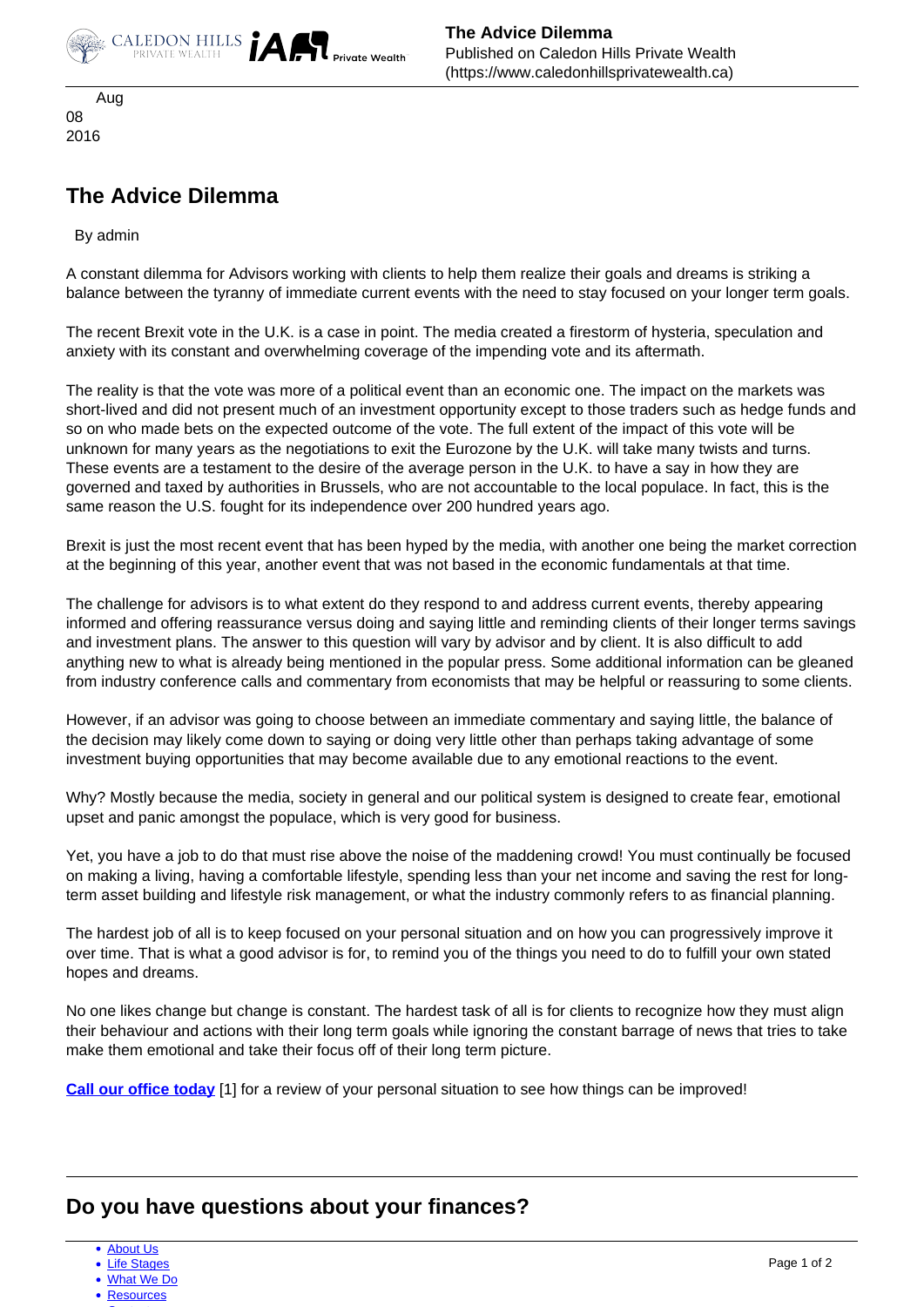Aug
08
2016

# The Advice Dilemma

By admin

A constant dilemma for Advisors working with clients to help them realize their goals and dreams is striking a balance between the tyranny of immediate current events with the need to stay focused on your longer term goals.

The recent Brexit vote in the U.K. is a case in point. The media created a firestorm of hysteria, speculation and anxiety with its constant and overwhelming coverage of the impending vote and its aftermath.

The reality is that the vote was more of a political event than an economic one. The impact on the markets was short-lived and did not present much of an investment opportunity except to those traders such as hedge funds and so on who made bets on the expected outcome of the vote. The full extent of the impact of this vote will be unknown for many years as the negotiations to exit the Eurozone by the U.K. will take many twists and turns. These events are a testament to the desire of the average person in the U.K. to have a say in how they are governed and taxed by authorities in Brussels, who are not accountable to the local populace. In fact, this is the same reason the U.S. fought for its independence over 200 hundred years ago.

Brexit is just the most recent event that has been hyped by the media, with another one being the market correction at the beginning of this year, another event that was not based in the economic fundamentals at that time.

The challenge for advisors is to what extent do they respond to and address current events, thereby appearing informed and offering reassurance versus doing and saying little and reminding clients of their longer terms savings and investment plans. The answer to this question will vary by advisor and by client. It is also difficult to add anything new to what is already being mentioned in the popular press. Some additional information can be gleaned from industry conference calls and commentary from economists that may be helpful or reassuring to some clients.

However, if an advisor was going to choose between an immediate commentary and saying little, the balance of the decision may likely come down to saying or doing very little other than perhaps taking advantage of some investment buying opportunities that may become available due to any emotional reactions to the event.

Why? Mostly because the media, society in general and our political system is designed to create fear, emotional upset and panic amongst the populace, which is very good for business.

Yet, you have a job to do that must rise above the noise of the maddening crowd! You must continually be focused on making a living, having a comfortable lifestyle, spending less than your net income and saving the rest for long-term asset building and lifestyle risk management, or what the industry commonly refers to as financial planning.

The hardest job of all is to keep focused on your personal situation and on how you can progressively improve it over time. That is what a good advisor is for, to remind you of the things you need to do to fulfill your own stated hopes and dreams.

No one likes change but change is constant. The hardest task of all is for clients to recognize how they must align their behaviour and actions with their long term goals while ignoring the constant barrage of news that tries to take make them emotional and take their focus off of their long term picture.

**Call our office today** [1] for a review of your personal situation to see how things can be improved!

## Do you have questions about your finances?

- About Us
- Life Stages
- What We Do
- Resources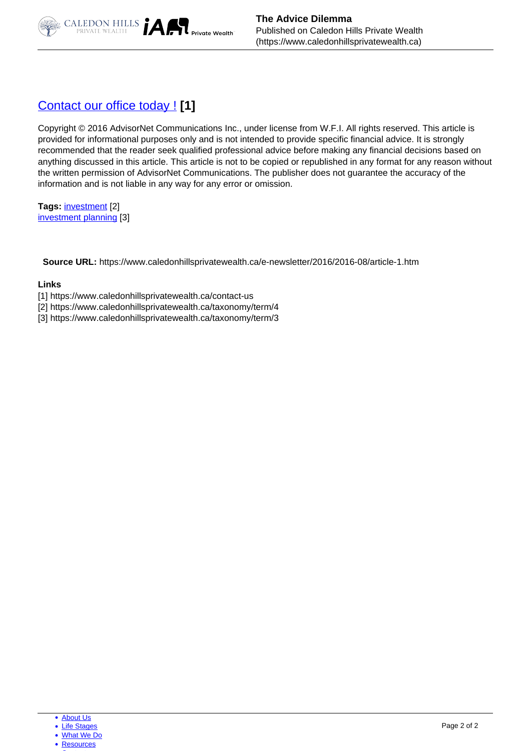## [Contact our office today !](https://www.caledonhillsprivatewealth.ca/contact-us) [1]

Copyright © 2016 AdvisorNet Communications Inc., under license from W.F.I. All rights reserved. This article is provided for informational purposes only and is not intended to provide specific financial advice. It is strongly recommended that the reader seek qualified professional advice before making any financial decisions based on anything discussed in this article. This article is not to be copied or republished in any format for any reason without the written permission of AdvisorNet Communications. The publisher does not guarantee the accuracy of the information and is not liable in any way for any error or omission.

**Tags:** investment [2]
investment planning [3]

**Source URL:** https://www.caledonhillsprivatewealth.ca/e-newsletter/2016/2016-08/article-1.htm

**Links**

[1] https://www.caledonhillsprivatewealth.ca/contact-us
[2] https://www.caledonhillsprivatewealth.ca/taxonomy/term/4
[3] https://www.caledonhillsprivatewealth.ca/taxonomy/term/3

- About Us
- Life Stages
- What We Do
- Resources